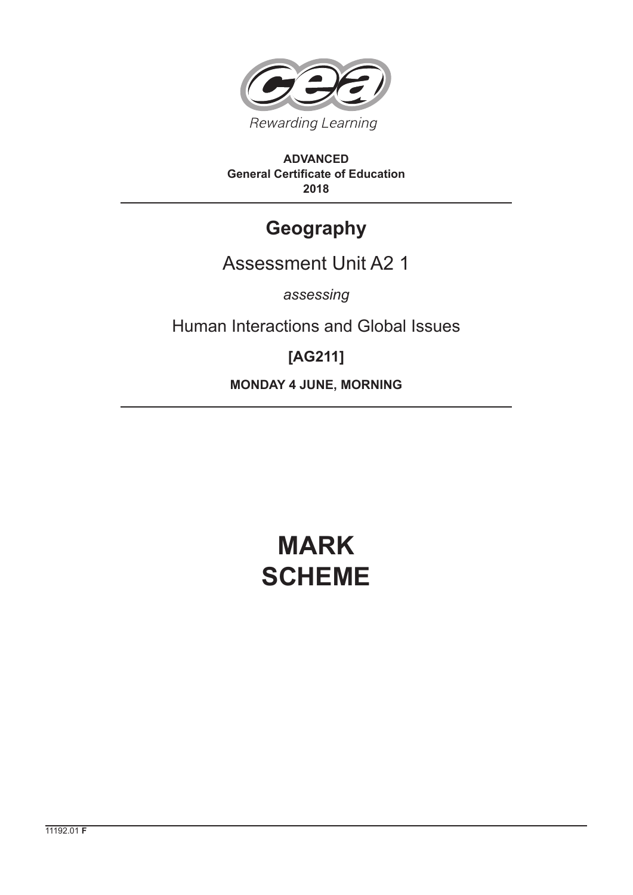Rewarding Learning

**ADVANCED**
**General Certificate of Education**
**2018**

# Geography

## Assessment Unit A2 1

*assessing*

## Human Interactions and Global Issues

**[AG211]**

**MONDAY 4 JUNE, MORNING**

# MARK SCHEME

11192.01 **F**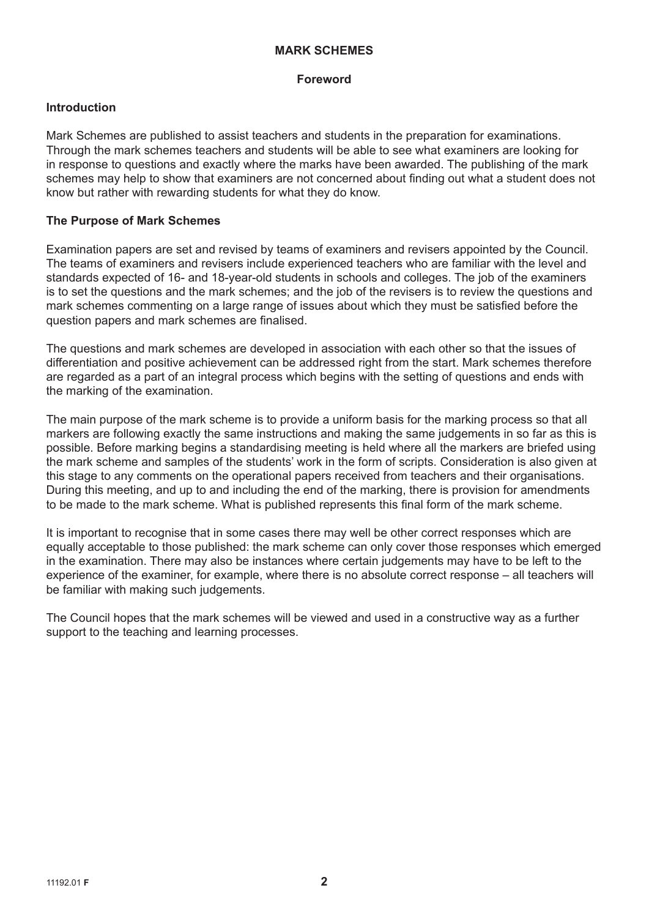# MARK SCHEMES

## Foreword

### Introduction

Mark Schemes are published to assist teachers and students in the preparation for examinations. Through the mark schemes teachers and students will be able to see what examiners are looking for in response to questions and exactly where the marks have been awarded. The publishing of the mark schemes may help to show that examiners are not concerned about finding out what a student does not know but rather with rewarding students for what they do know.

### The Purpose of Mark Schemes

Examination papers are set and revised by teams of examiners and revisers appointed by the Council. The teams of examiners and revisers include experienced teachers who are familiar with the level and standards expected of 16- and 18-year-old students in schools and colleges. The job of the examiners is to set the questions and the mark schemes; and the job of the revisers is to review the questions and mark schemes commenting on a large range of issues about which they must be satisfied before the question papers and mark schemes are finalised.

The questions and mark schemes are developed in association with each other so that the issues of differentiation and positive achievement can be addressed right from the start. Mark schemes therefore are regarded as a part of an integral process which begins with the setting of questions and ends with the marking of the examination.

The main purpose of the mark scheme is to provide a uniform basis for the marking process so that all markers are following exactly the same instructions and making the same judgements in so far as this is possible. Before marking begins a standardising meeting is held where all the markers are briefed using the mark scheme and samples of the students' work in the form of scripts. Consideration is also given at this stage to any comments on the operational papers received from teachers and their organisations. During this meeting, and up to and including the end of the marking, there is provision for amendments to be made to the mark scheme. What is published represents this final form of the mark scheme.

It is important to recognise that in some cases there may well be other correct responses which are equally acceptable to those published: the mark scheme can only cover those responses which emerged in the examination. There may also be instances where certain judgements may have to be left to the experience of the examiner, for example, where there is no absolute correct response – all teachers will be familiar with making such judgements.

The Council hopes that the mark schemes will be viewed and used in a constructive way as a further support to the teaching and learning processes.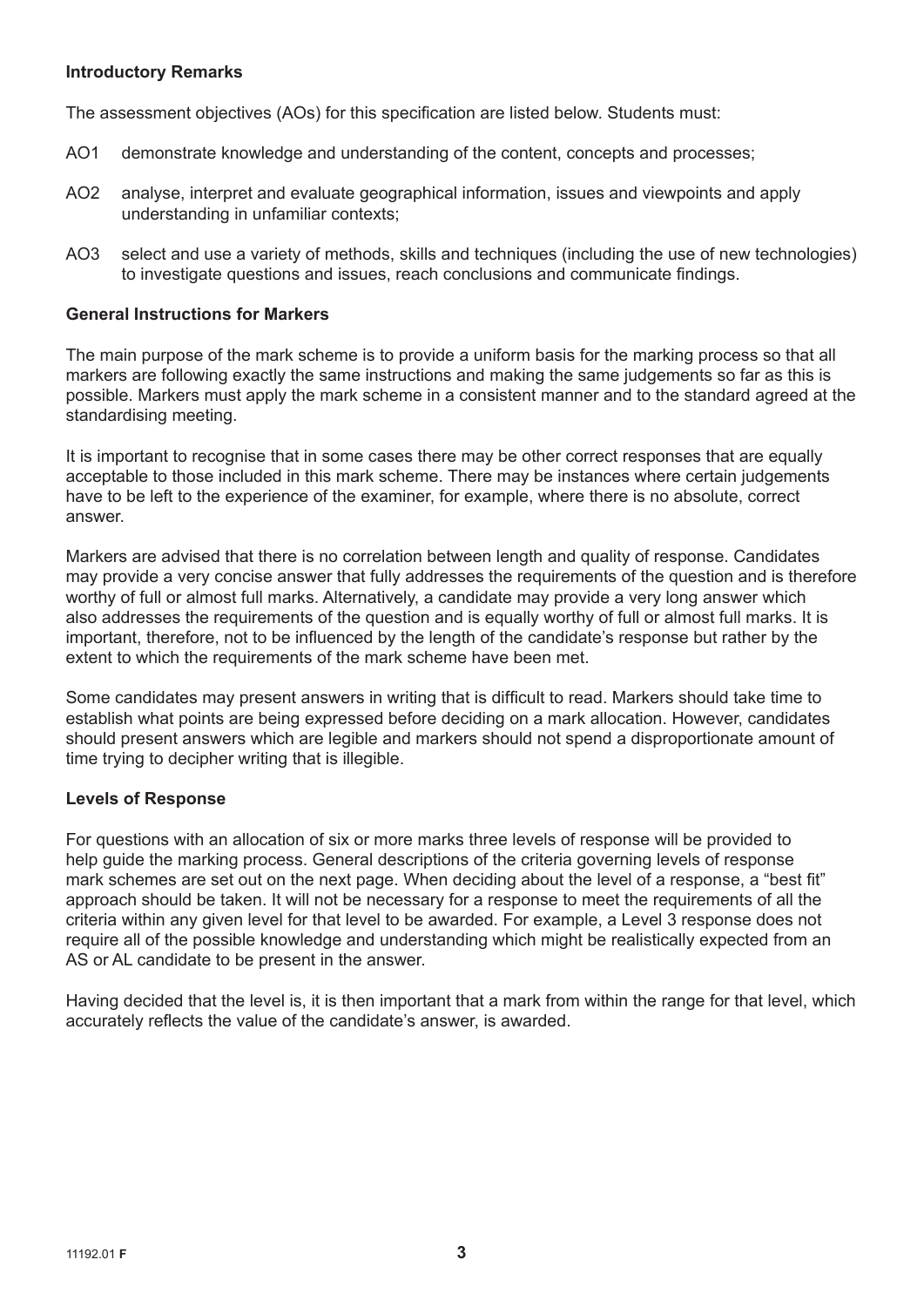**Introductory Remarks**

The assessment objectives (AOs) for this specification are listed below. Students must:

AO1 demonstrate knowledge and understanding of the content, concepts and processes;

AO2 analyse, interpret and evaluate geographical information, issues and viewpoints and apply understanding in unfamiliar contexts;

AO3 select and use a variety of methods, skills and techniques (including the use of new technologies) to investigate questions and issues, reach conclusions and communicate findings.

**General Instructions for Markers**

The main purpose of the mark scheme is to provide a uniform basis for the marking process so that all markers are following exactly the same instructions and making the same judgements so far as this is possible. Markers must apply the mark scheme in a consistent manner and to the standard agreed at the standardising meeting.

It is important to recognise that in some cases there may be other correct responses that are equally acceptable to those included in this mark scheme. There may be instances where certain judgements have to be left to the experience of the examiner, for example, where there is no absolute, correct answer.

Markers are advised that there is no correlation between length and quality of response. Candidates may provide a very concise answer that fully addresses the requirements of the question and is therefore worthy of full or almost full marks. Alternatively, a candidate may provide a very long answer which also addresses the requirements of the question and is equally worthy of full or almost full marks. It is important, therefore, not to be influenced by the length of the candidate's response but rather by the extent to which the requirements of the mark scheme have been met.

Some candidates may present answers in writing that is difficult to read. Markers should take time to establish what points are being expressed before deciding on a mark allocation. However, candidates should present answers which are legible and markers should not spend a disproportionate amount of time trying to decipher writing that is illegible.

**Levels of Response**

For questions with an allocation of six or more marks three levels of response will be provided to help guide the marking process. General descriptions of the criteria governing levels of response mark schemes are set out on the next page. When deciding about the level of a response, a "best fit" approach should be taken. It will not be necessary for a response to meet the requirements of all the criteria within any given level for that level to be awarded. For example, a Level 3 response does not require all of the possible knowledge and understanding which might be realistically expected from an AS or AL candidate to be present in the answer.

Having decided that the level is, it is then important that a mark from within the range for that level, which accurately reflects the value of the candidate's answer, is awarded.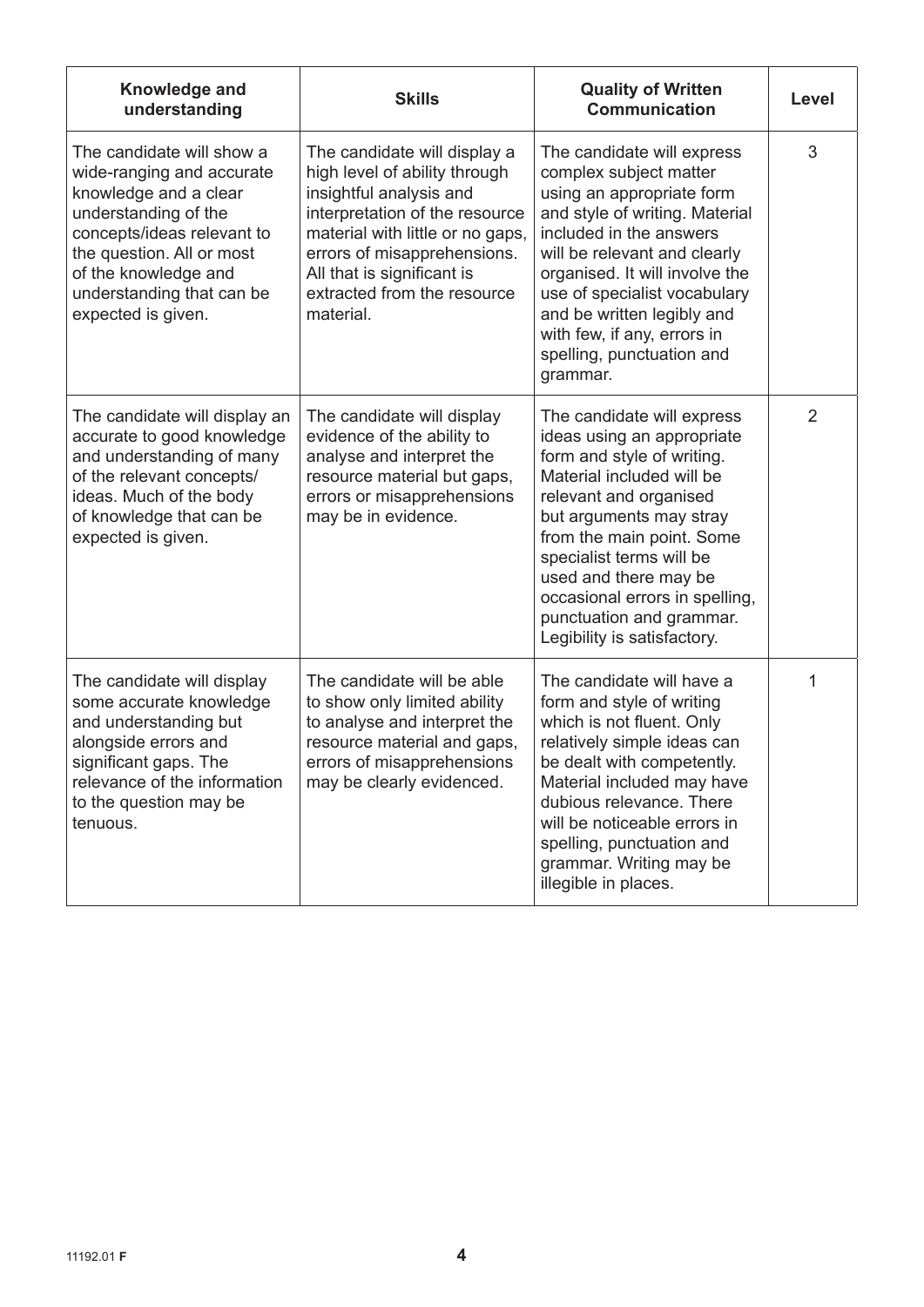| Knowledge and understanding | Skills | Quality of Written Communication | Level |
|---|---|---|---|
| The candidate will show a wide-ranging and accurate knowledge and a clear understanding of the concepts/ideas relevant to the question. All or most of the knowledge and understanding that can be expected is given. | The candidate will display a high level of ability through insightful analysis and interpretation of the resource material with little or no gaps, errors of misapprehensions. All that is significant is extracted from the resource material. | The candidate will express complex subject matter using an appropriate form and style of writing. Material included in the answers will be relevant and clearly organised. It will involve the use of specialist vocabulary and be written legibly and with few, if any, errors in spelling, punctuation and grammar. | 3 |
| The candidate will display an accurate to good knowledge and understanding of many of the relevant concepts/ideas. Much of the body of knowledge that can be expected is given. | The candidate will display evidence of the ability to analyse and interpret the resource material but gaps, errors or misapprehensions may be in evidence. | The candidate will express ideas using an appropriate form and style of writing. Material included will be relevant and organised but arguments may stray from the main point. Some specialist terms will be used and there may be occasional errors in spelling, punctuation and grammar. Legibility is satisfactory. | 2 |
| The candidate will display some accurate knowledge and understanding but alongside errors and significant gaps. The relevance of the information to the question may be tenuous. | The candidate will be able to show only limited ability to analyse and interpret the resource material and gaps, errors of misapprehensions may be clearly evidenced. | The candidate will have a form and style of writing which is not fluent. Only relatively simple ideas can be dealt with competently. Material included may have dubious relevance. There will be noticeable errors in spelling, punctuation and grammar. Writing may be illegible in places. | 1 |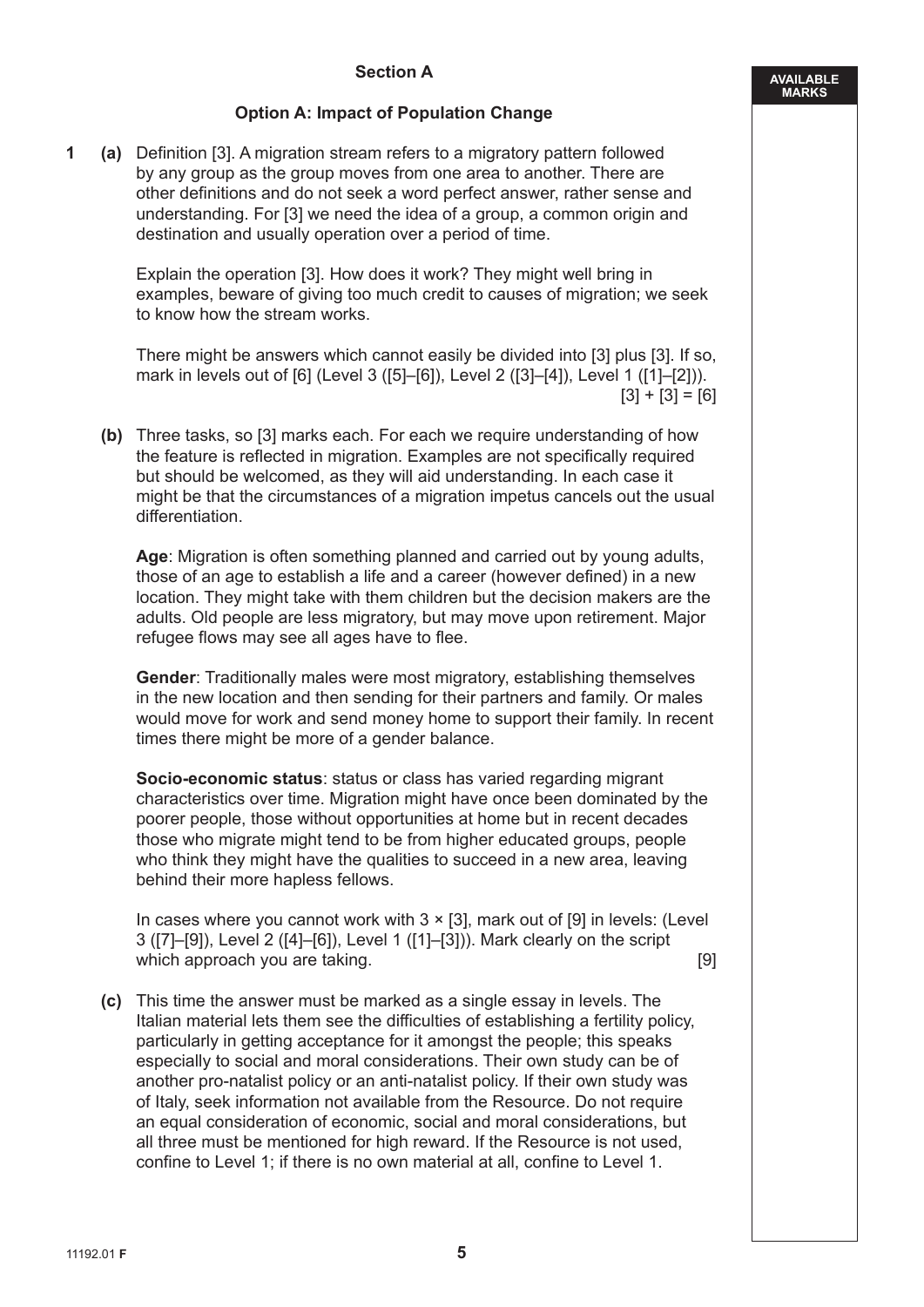## Section A

### Option A: Impact of Population Change

**1 (a)** Definition [3]. A migration stream refers to a migratory pattern followed by any group as the group moves from one area to another. There are other definitions and do not seek a word perfect answer, rather sense and understanding. For [3] we need the idea of a group, a common origin and destination and usually operation over a period of time.

Explain the operation [3]. How does it work? They might well bring in examples, beware of giving too much credit to causes of migration; we seek to know how the stream works.

There might be answers which cannot easily be divided into [3] plus [3]. If so, mark in levels out of [6] (Level 3 ([5]–[6]), Level 2 ([3]–[4]), Level 1 ([1]–[2])).

[3] + [3] = [6]

**(b)** Three tasks, so [3] marks each. For each we require understanding of how the feature is reflected in migration. Examples are not specifically required but should be welcomed, as they will aid understanding. In each case it might be that the circumstances of a migration impetus cancels out the usual differentiation.

**Age**: Migration is often something planned and carried out by young adults, those of an age to establish a life and a career (however defined) in a new location. They might take with them children but the decision makers are the adults. Old people are less migratory, but may move upon retirement. Major refugee flows may see all ages have to flee.

**Gender**: Traditionally males were most migratory, establishing themselves in the new location and then sending for their partners and family. Or males would move for work and send money home to support their family. In recent times there might be more of a gender balance.

**Socio-economic status**: status or class has varied regarding migrant characteristics over time. Migration might have once been dominated by the poorer people, those without opportunities at home but in recent decades those who migrate might tend to be from higher educated groups, people who think they might have the qualities to succeed in a new area, leaving behind their more hapless fellows.

In cases where you cannot work with 3 × [3], mark out of [9] in levels: (Level 3 ([7]–[9]), Level 2 ([4]–[6]), Level 1 ([1]–[3])). Mark clearly on the script which approach you are taking. [9]

**(c)** This time the answer must be marked as a single essay in levels. The Italian material lets them see the difficulties of establishing a fertility policy, particularly in getting acceptance for it amongst the people; this speaks especially to social and moral considerations. Their own study can be of another pro-natalist policy or an anti-natalist policy. If their own study was of Italy, seek information not available from the Resource. Do not require an equal consideration of economic, social and moral considerations, but all three must be mentioned for high reward. If the Resource is not used, confine to Level 1; if there is no own material at all, confine to Level 1.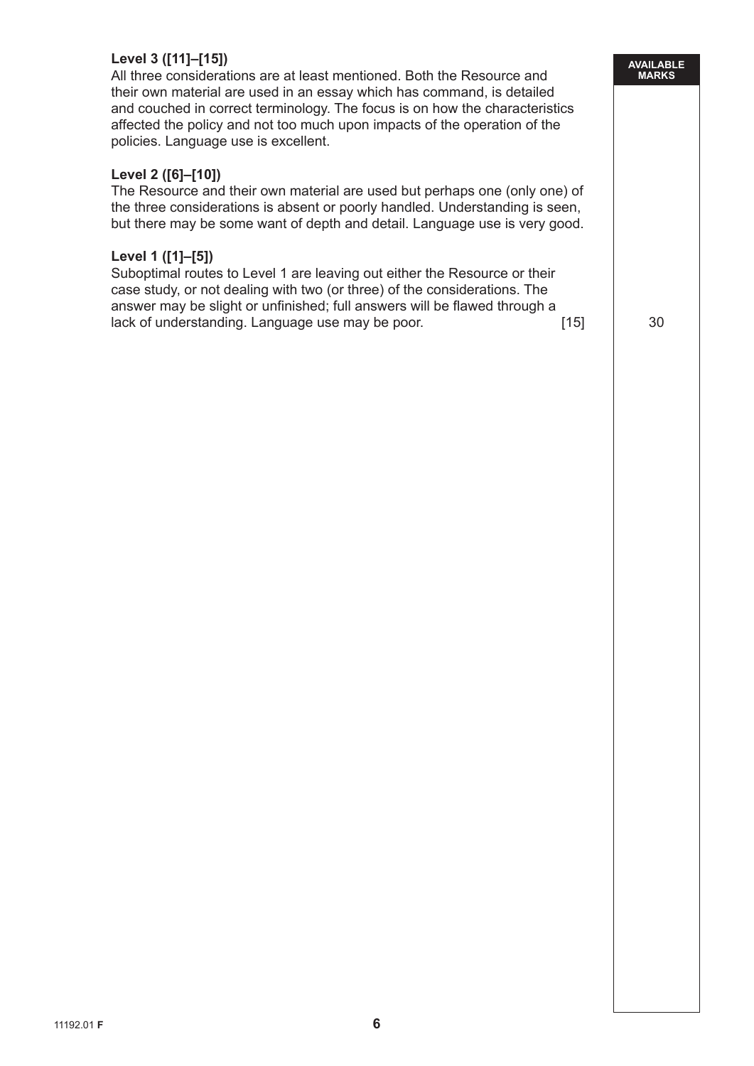**Level 3 ([11]–[15])**
All three considerations are at least mentioned. Both the Resource and their own material are used in an essay which has command, is detailed and couched in correct terminology. The focus is on how the characteristics affected the policy and not too much upon impacts of the operation of the policies. Language use is excellent.

**Level 2 ([6]–[10])**
The Resource and their own material are used but perhaps one (only one) of the three considerations is absent or poorly handled. Understanding is seen, but there may be some want of depth and detail. Language use is very good.

**Level 1 ([1]–[5])**
Suboptimal routes to Level 1 are leaving out either the Resource or their case study, or not dealing with two (or three) of the considerations. The answer may be slight or unfinished; full answers will be flawed through a lack of understanding. Language use may be poor. [15]

AVAILABLE MARKS: 30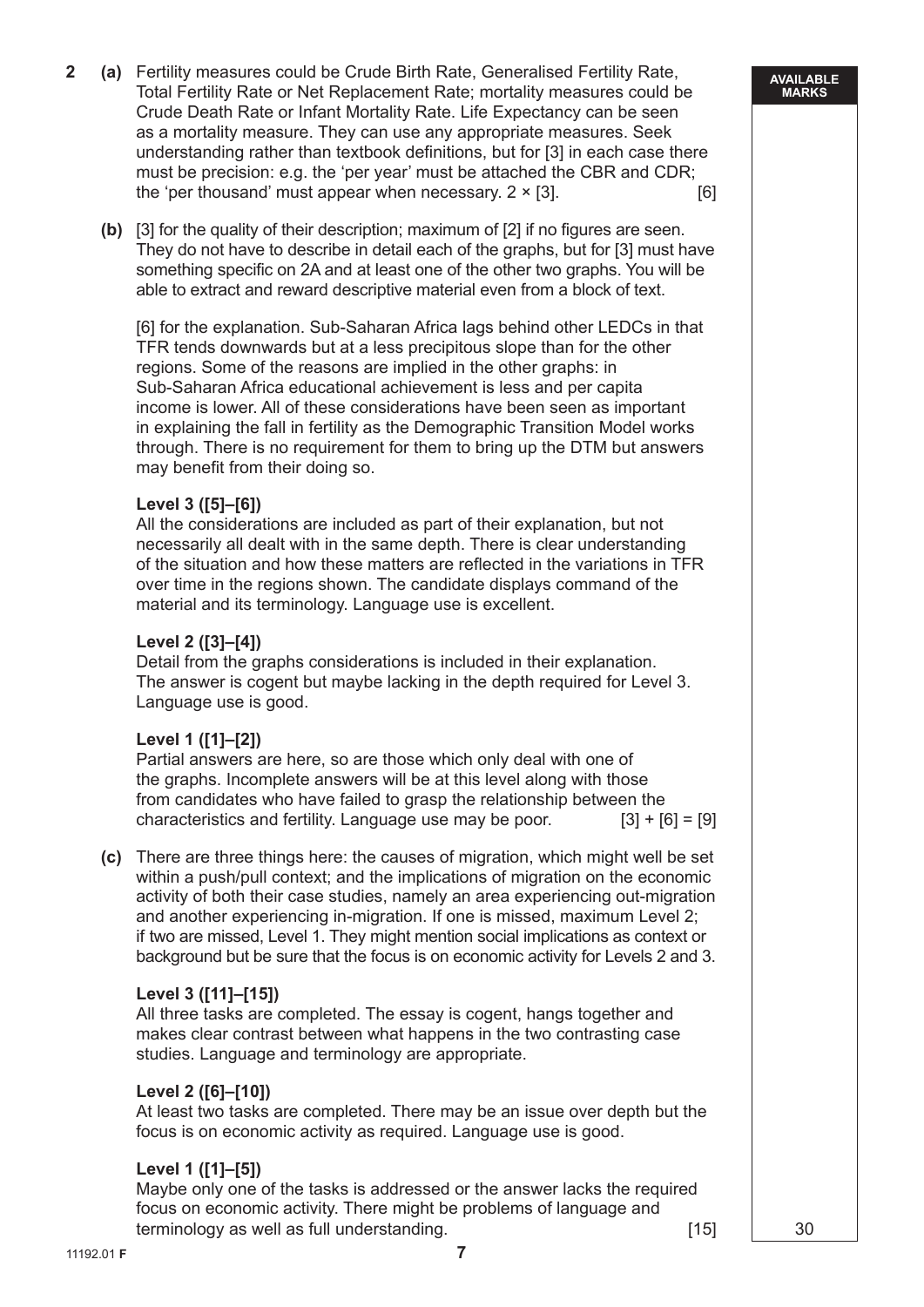**2 (a)** Fertility measures could be Crude Birth Rate, Generalised Fertility Rate, Total Fertility Rate or Net Replacement Rate; mortality measures could be Crude Death Rate or Infant Mortality Rate. Life Expectancy can be seen as a mortality measure. They can use any appropriate measures. Seek understanding rather than textbook definitions, but for [3] in each case there must be precision: e.g. the 'per year' must be attached the CBR and CDR; the 'per thousand' must appear when necessary. 2 × [3]. [6]

**(b)** [3] for the quality of their description; maximum of [2] if no figures are seen. They do not have to describe in detail each of the graphs, but for [3] must have something specific on 2A and at least one of the other two graphs. You will be able to extract and reward descriptive material even from a block of text.

[6] for the explanation. Sub-Saharan Africa lags behind other LEDCs in that TFR tends downwards but at a less precipitous slope than for the other regions. Some of the reasons are implied in the other graphs: in Sub-Saharan Africa educational achievement is less and per capita income is lower. All of these considerations have been seen as important in explaining the fall in fertility as the Demographic Transition Model works through. There is no requirement for them to bring up the DTM but answers may benefit from their doing so.

**Level 3 ([5]–[6])**
All the considerations are included as part of their explanation, but not necessarily all dealt with in the same depth. There is clear understanding of the situation and how these matters are reflected in the variations in TFR over time in the regions shown. The candidate displays command of the material and its terminology. Language use is excellent.

**Level 2 ([3]–[4])**
Detail from the graphs considerations is included in their explanation. The answer is cogent but maybe lacking in the depth required for Level 3. Language use is good.

**Level 1 ([1]–[2])**
Partial answers are here, so are those which only deal with one of the graphs. Incomplete answers will be at this level along with those from candidates who have failed to grasp the relationship between the characteristics and fertility. Language use may be poor. [3] + [6] = [9]

**(c)** There are three things here: the causes of migration, which might well be set within a push/pull context; and the implications of migration on the economic activity of both their case studies, namely an area experiencing out-migration and another experiencing in-migration. If one is missed, maximum Level 2; if two are missed, Level 1. They might mention social implications as context or background but be sure that the focus is on economic activity for Levels 2 and 3.

**Level 3 ([11]–[15])**
All three tasks are completed. The essay is cogent, hangs together and makes clear contrast between what happens in the two contrasting case studies. Language and terminology are appropriate.

**Level 2 ([6]–[10])**
At least two tasks are completed. There may be an issue over depth but the focus is on economic activity as required. Language use is good.

**Level 1 ([1]–[5])**
Maybe only one of the tasks is addressed or the answer lacks the required focus on economic activity. There might be problems of language and terminology as well as full understanding. [15]

AVAILABLE MARKS: 30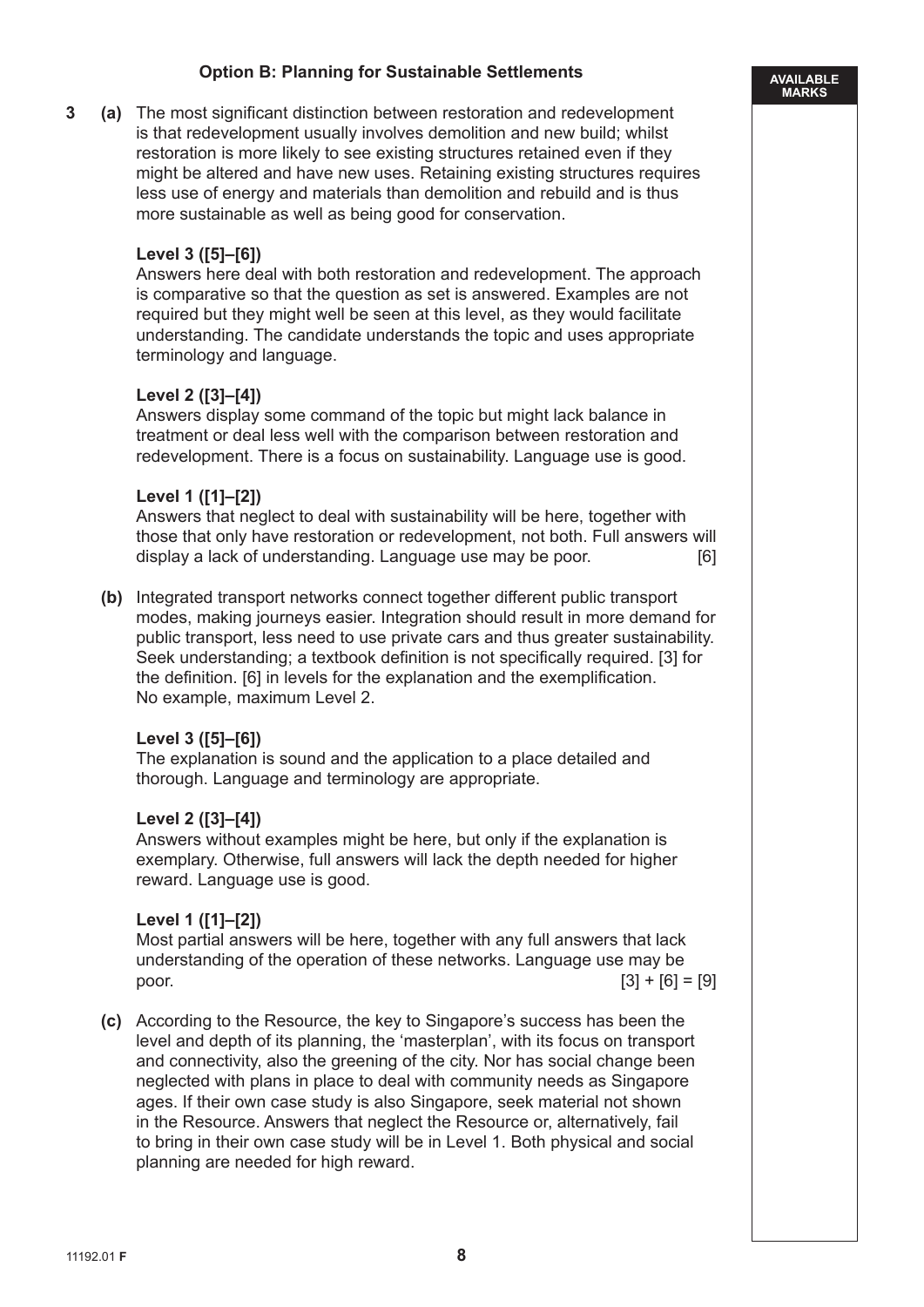**Option B: Planning for Sustainable Settlements**

AVAILABLE MARKS

**3 (a)** The most significant distinction between restoration and redevelopment is that redevelopment usually involves demolition and new build; whilst restoration is more likely to see existing structures retained even if they might be altered and have new uses. Retaining existing structures requires less use of energy and materials than demolition and rebuild and is thus more sustainable as well as being good for conservation.

**Level 3 ([5]–[6])**
Answers here deal with both restoration and redevelopment. The approach is comparative so that the question as set is answered. Examples are not required but they might well be seen at this level, as they would facilitate understanding. The candidate understands the topic and uses appropriate terminology and language.

**Level 2 ([3]–[4])**
Answers display some command of the topic but might lack balance in treatment or deal less well with the comparison between restoration and redevelopment. There is a focus on sustainability. Language use is good.

**Level 1 ([1]–[2])**
Answers that neglect to deal with sustainability will be here, together with those that only have restoration or redevelopment, not both. Full answers will display a lack of understanding. Language use may be poor. [6]

**(b)** Integrated transport networks connect together different public transport modes, making journeys easier. Integration should result in more demand for public transport, less need to use private cars and thus greater sustainability. Seek understanding; a textbook definition is not specifically required. [3] for the definition. [6] in levels for the explanation and the exemplification. No example, maximum Level 2.

**Level 3 ([5]–[6])**
The explanation is sound and the application to a place detailed and thorough. Language and terminology are appropriate.

**Level 2 ([3]–[4])**
Answers without examples might be here, but only if the explanation is exemplary. Otherwise, full answers will lack the depth needed for higher reward. Language use is good.

**Level 1 ([1]–[2])**
Most partial answers will be here, together with any full answers that lack understanding of the operation of these networks. Language use may be poor. [3] + [6] = [9]

**(c)** According to the Resource, the key to Singapore's success has been the level and depth of its planning, the 'masterplan', with its focus on transport and connectivity, also the greening of the city. Nor has social change been neglected with plans in place to deal with community needs as Singapore ages. If their own case study is also Singapore, seek material not shown in the Resource. Answers that neglect the Resource or, alternatively, fail to bring in their own case study will be in Level 1. Both physical and social planning are needed for high reward.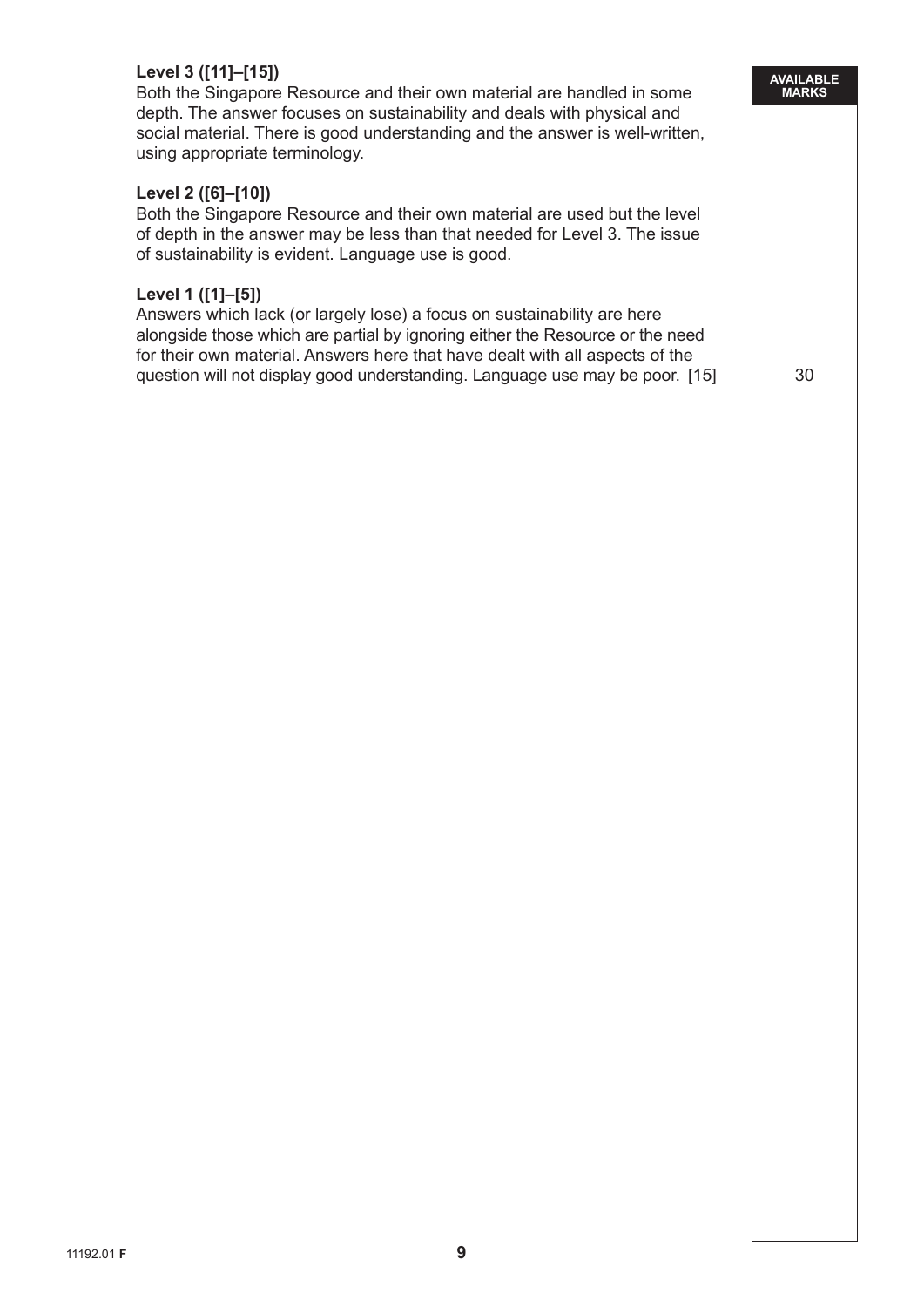**Level 3 ([11]–[15])**
Both the Singapore Resource and their own material are handled in some depth. The answer focuses on sustainability and deals with physical and social material. There is good understanding and the answer is well-written, using appropriate terminology.

**Level 2 ([6]–[10])**
Both the Singapore Resource and their own material are used but the level of depth in the answer may be less than that needed for Level 3. The issue of sustainability is evident. Language use is good.

**Level 1 ([1]–[5])**
Answers which lack (or largely lose) a focus on sustainability are here alongside those which are partial by ignoring either the Resource or the need for their own material. Answers here that have dealt with all aspects of the question will not display good understanding. Language use may be poor. [15]

AVAILABLE MARKS: 30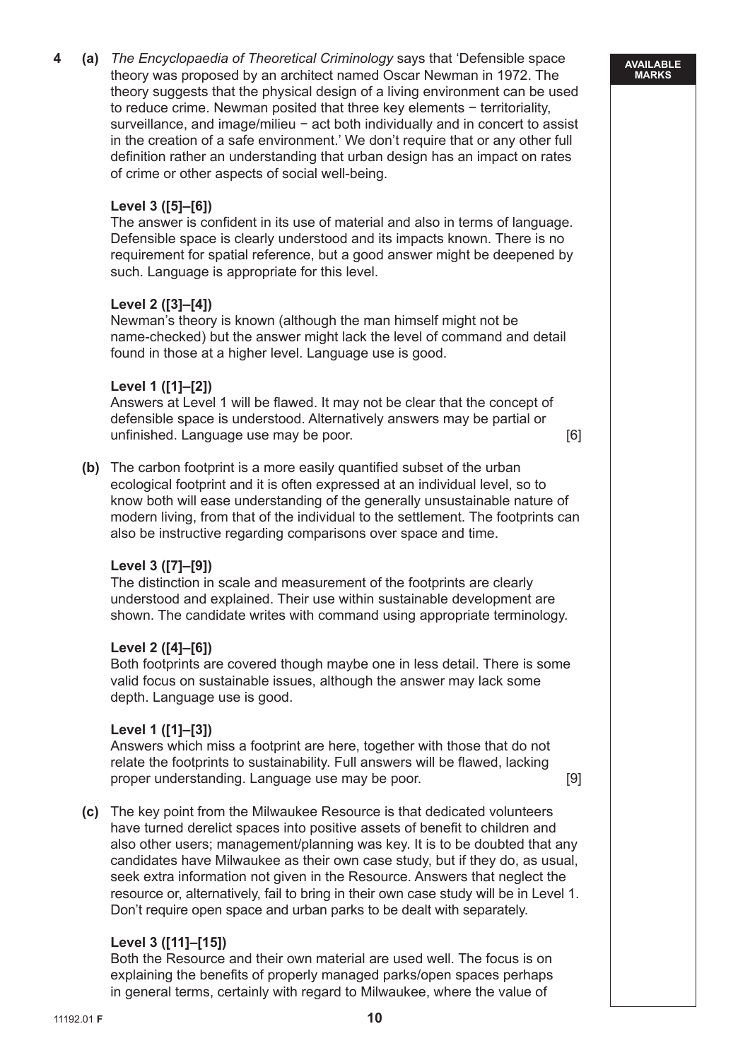**4 (a)** *The Encyclopaedia of Theoretical Criminology* says that 'Defensible space theory was proposed by an architect named Oscar Newman in 1972. The theory suggests that the physical design of a living environment can be used to reduce crime. Newman posited that three key elements − territoriality, surveillance, and image/milieu − act both individually and in concert to assist in the creation of a safe environment.' We don't require that or any other full definition rather an understanding that urban design has an impact on rates of crime or other aspects of social well-being.

**Level 3 ([5]–[6])**
The answer is confident in its use of material and also in terms of language. Defensible space is clearly understood and its impacts known. There is no requirement for spatial reference, but a good answer might be deepened by such. Language is appropriate for this level.

**Level 2 ([3]–[4])**
Newman's theory is known (although the man himself might not be name-checked) but the answer might lack the level of command and detail found in those at a higher level. Language use is good.

**Level 1 ([1]–[2])**
Answers at Level 1 will be flawed. It may not be clear that the concept of defensible space is understood. Alternatively answers may be partial or unfinished. Language use may be poor. [6]

**(b)** The carbon footprint is a more easily quantified subset of the urban ecological footprint and it is often expressed at an individual level, so to know both will ease understanding of the generally unsustainable nature of modern living, from that of the individual to the settlement. The footprints can also be instructive regarding comparisons over space and time.

**Level 3 ([7]–[9])**
The distinction in scale and measurement of the footprints are clearly understood and explained. Their use within sustainable development are shown. The candidate writes with command using appropriate terminology.

**Level 2 ([4]–[6])**
Both footprints are covered though maybe one in less detail. There is some valid focus on sustainable issues, although the answer may lack some depth. Language use is good.

**Level 1 ([1]–[3])**
Answers which miss a footprint are here, together with those that do not relate the footprints to sustainability. Full answers will be flawed, lacking proper understanding. Language use may be poor. [9]

**(c)** The key point from the Milwaukee Resource is that dedicated volunteers have turned derelict spaces into positive assets of benefit to children and also other users; management/planning was key. It is to be doubted that any candidates have Milwaukee as their own case study, but if they do, as usual, seek extra information not given in the Resource. Answers that neglect the resource or, alternatively, fail to bring in their own case study will be in Level 1. Don't require open space and urban parks to be dealt with separately.

**Level 3 ([11]–[15])**
Both the Resource and their own material are used well. The focus is on explaining the benefits of properly managed parks/open spaces perhaps in general terms, certainly with regard to Milwaukee, where the value of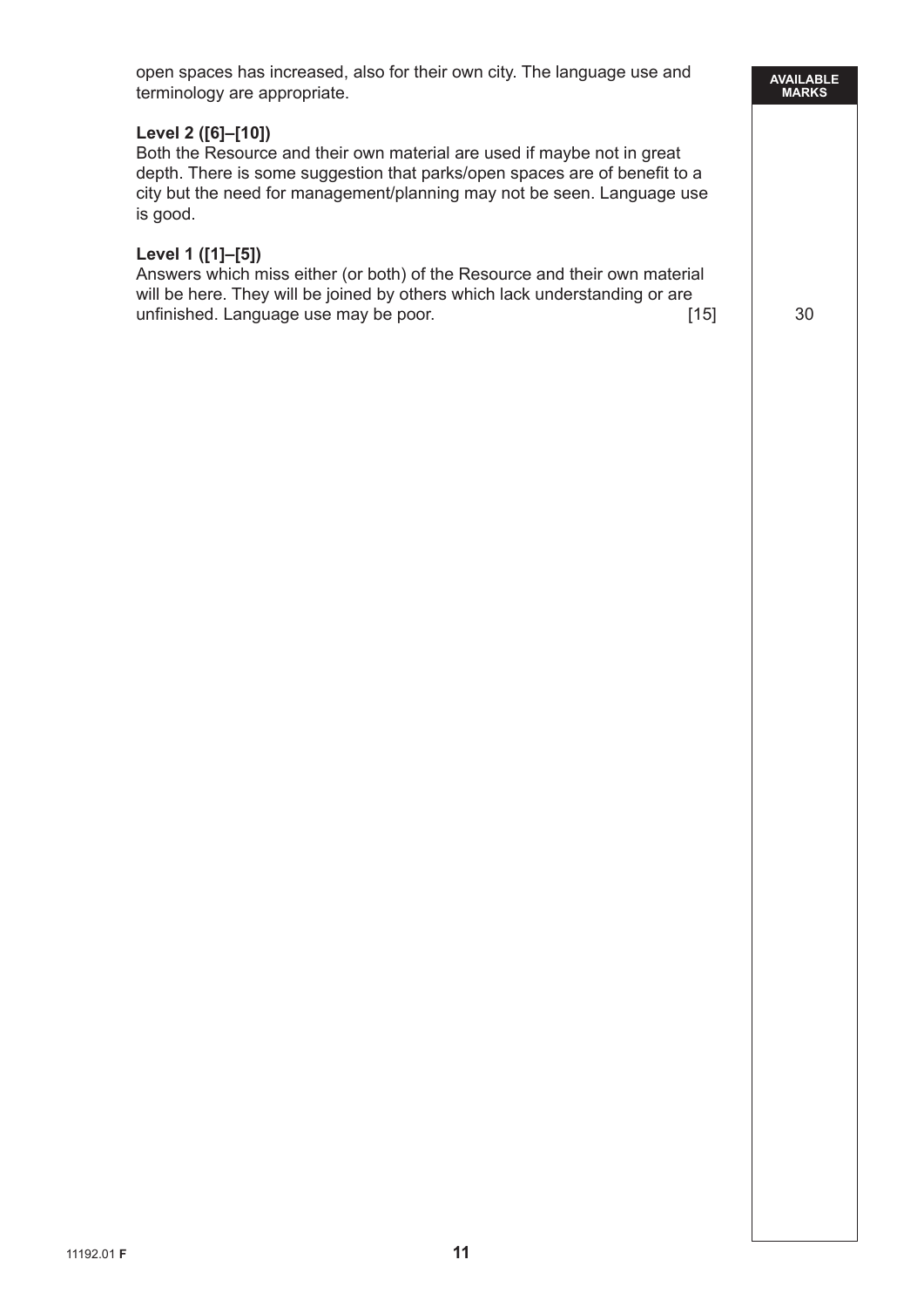open spaces has increased, also for their own city. The language use and terminology are appropriate.

**Level 2 ([6]–[10])**
Both the Resource and their own material are used if maybe not in great depth. There is some suggestion that parks/open spaces are of benefit to a city but the need for management/planning may not be seen. Language use is good.

**Level 1 ([1]–[5])**
Answers which miss either (or both) of the Resource and their own material will be here. They will be joined by others which lack understanding or are unfinished. Language use may be poor. [15]

AVAILABLE MARKS: 30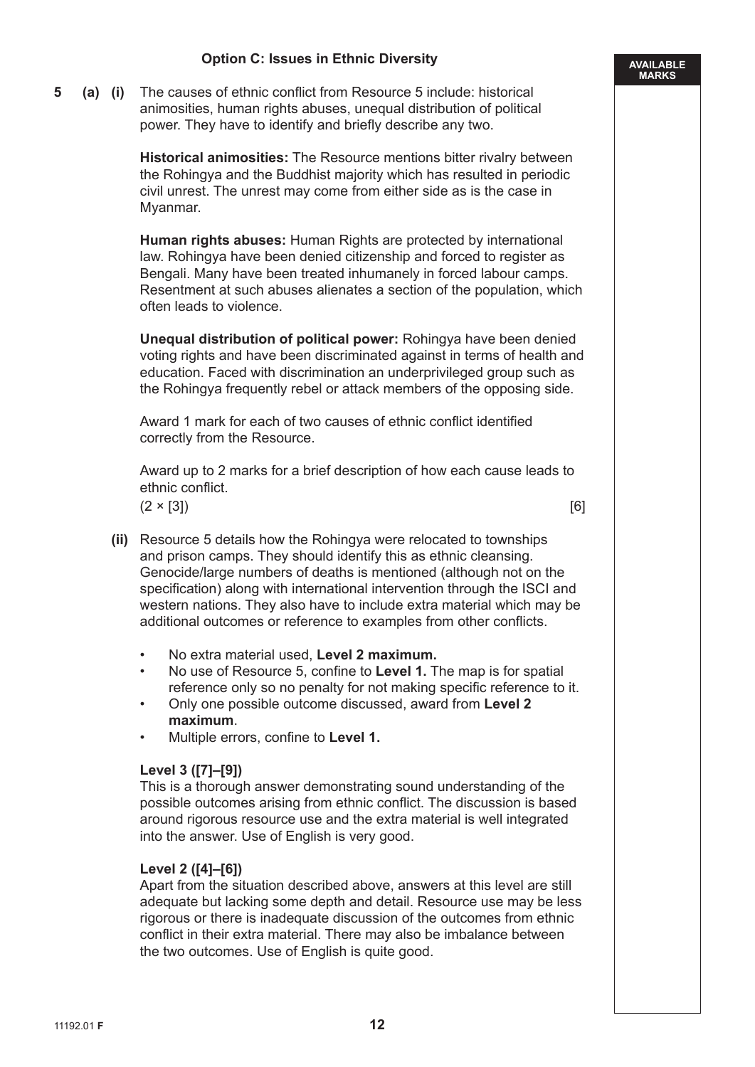### Option C: Issues in Ethnic Diversity

**5 (a) (i)** The causes of ethnic conflict from Resource 5 include: historical animosities, human rights abuses, unequal distribution of political power. They have to identify and briefly describe any two.

**Historical animosities:** The Resource mentions bitter rivalry between the Rohingya and the Buddhist majority which has resulted in periodic civil unrest. The unrest may come from either side as is the case in Myanmar.

**Human rights abuses:** Human Rights are protected by international law. Rohingya have been denied citizenship and forced to register as Bengali. Many have been treated inhumanely in forced labour camps. Resentment at such abuses alienates a section of the population, which often leads to violence.

**Unequal distribution of political power:** Rohingya have been denied voting rights and have been discriminated against in terms of health and education. Faced with discrimination an underprivileged group such as the Rohingya frequently rebel or attack members of the opposing side.

Award 1 mark for each of two causes of ethnic conflict identified correctly from the Resource.

Award up to 2 marks for a brief description of how each cause leads to ethnic conflict.

(2 × [3]) [6]

**(ii)** Resource 5 details how the Rohingya were relocated to townships and prison camps. They should identify this as ethnic cleansing. Genocide/large numbers of deaths is mentioned (although not on the specification) along with international intervention through the ISCI and western nations. They also have to include extra material which may be additional outcomes or reference to examples from other conflicts.

- No extra material used, **Level 2 maximum.**
- No use of Resource 5, confine to **Level 1.** The map is for spatial reference only so no penalty for not making specific reference to it.
- Only one possible outcome discussed, award from **Level 2 maximum**.
- Multiple errors, confine to **Level 1.**

**Level 3 ([7]–[9])**
This is a thorough answer demonstrating sound understanding of the possible outcomes arising from ethnic conflict. The discussion is based around rigorous resource use and the extra material is well integrated into the answer. Use of English is very good.

**Level 2 ([4]–[6])**
Apart from the situation described above, answers at this level are still adequate but lacking some depth and detail. Resource use may be less rigorous or there is inadequate discussion of the outcomes from ethnic conflict in their extra material. There may also be imbalance between the two outcomes. Use of English is quite good.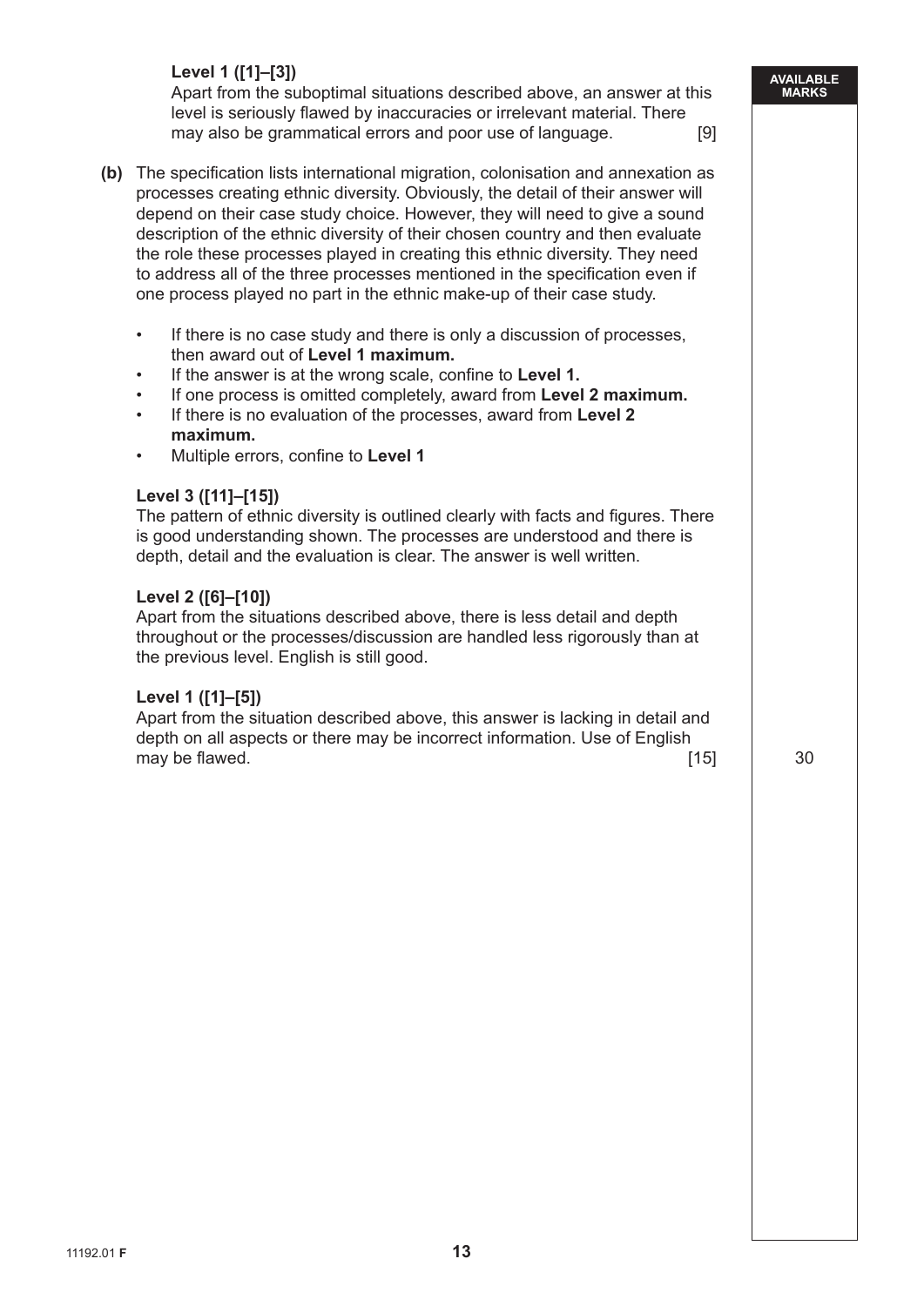**Level 1 ([1]–[3])**
Apart from the suboptimal situations described above, an answer at this level is seriously flawed by inaccuracies or irrelevant material. There may also be grammatical errors and poor use of language. [9]

**(b)** The specification lists international migration, colonisation and annexation as processes creating ethnic diversity. Obviously, the detail of their answer will depend on their case study choice. However, they will need to give a sound description of the ethnic diversity of their chosen country and then evaluate the role these processes played in creating this ethnic diversity. They need to address all of the three processes mentioned in the specification even if one process played no part in the ethnic make-up of their case study.

- If there is no case study and there is only a discussion of processes, then award out of **Level 1 maximum.**
- If the answer is at the wrong scale, confine to **Level 1.**
- If one process is omitted completely, award from **Level 2 maximum.**
- If there is no evaluation of the processes, award from **Level 2 maximum.**
- Multiple errors, confine to **Level 1**

**Level 3 ([11]–[15])**
The pattern of ethnic diversity is outlined clearly with facts and figures. There is good understanding shown. The processes are understood and there is depth, detail and the evaluation is clear. The answer is well written.

**Level 2 ([6]–[10])**
Apart from the situations described above, there is less detail and depth throughout or the processes/discussion are handled less rigorously than at the previous level. English is still good.

**Level 1 ([1]–[5])**
Apart from the situation described above, this answer is lacking in detail and depth on all aspects or there may be incorrect information. Use of English may be flawed. [15]

AVAILABLE MARKS: 30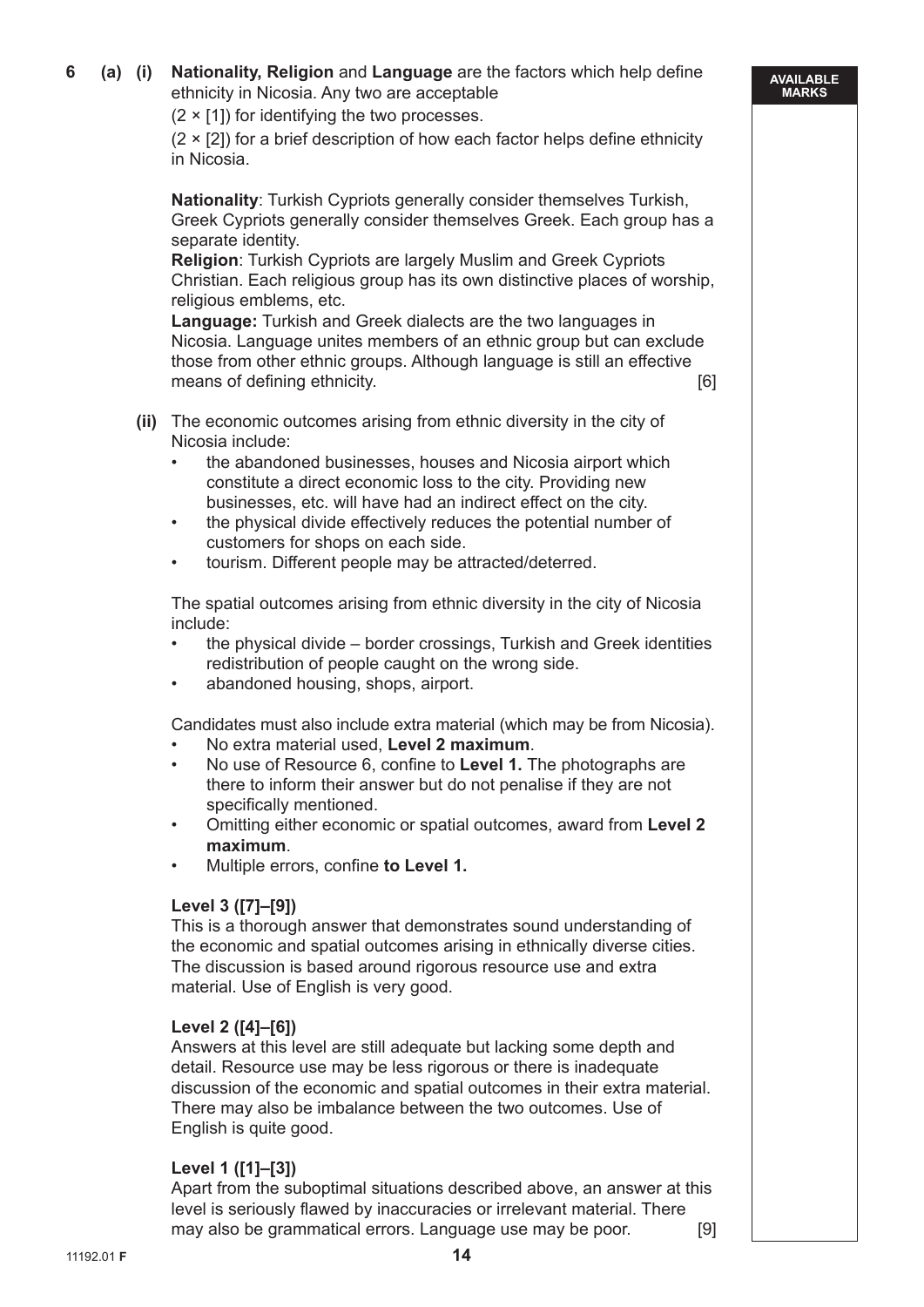**6 (a) (i)** **Nationality, Religion** and **Language** are the factors which help define ethnicity in Nicosia. Any two are acceptable

(2 × [1]) for identifying the two processes.

(2 × [2]) for a brief description of how each factor helps define ethnicity in Nicosia.

**Nationality**: Turkish Cypriots generally consider themselves Turkish, Greek Cypriots generally consider themselves Greek. Each group has a separate identity.

**Religion**: Turkish Cypriots are largely Muslim and Greek Cypriots Christian. Each religious group has its own distinctive places of worship, religious emblems, etc.

**Language:** Turkish and Greek dialects are the two languages in Nicosia. Language unites members of an ethnic group but can exclude those from other ethnic groups. Although language is still an effective means of defining ethnicity. [6]

**(ii)** The economic outcomes arising from ethnic diversity in the city of Nicosia include:

- the abandoned businesses, houses and Nicosia airport which constitute a direct economic loss to the city. Providing new businesses, etc. will have had an indirect effect on the city.
- the physical divide effectively reduces the potential number of customers for shops on each side.
- tourism. Different people may be attracted/deterred.

The spatial outcomes arising from ethnic diversity in the city of Nicosia include:

- the physical divide – border crossings, Turkish and Greek identities redistribution of people caught on the wrong side.
- abandoned housing, shops, airport.

Candidates must also include extra material (which may be from Nicosia).

- No extra material used, **Level 2 maximum**.
- No use of Resource 6, confine to **Level 1.** The photographs are there to inform their answer but do not penalise if they are not specifically mentioned.
- Omitting either economic or spatial outcomes, award from **Level 2 maximum**.
- Multiple errors, confine **to Level 1.**

**Level 3 ([7]–[9])**
This is a thorough answer that demonstrates sound understanding of the economic and spatial outcomes arising in ethnically diverse cities. The discussion is based around rigorous resource use and extra material. Use of English is very good.

**Level 2 ([4]–[6])**
Answers at this level are still adequate but lacking some depth and detail. Resource use may be less rigorous or there is inadequate discussion of the economic and spatial outcomes in their extra material. There may also be imbalance between the two outcomes. Use of English is quite good.

**Level 1 ([1]–[3])**
Apart from the suboptimal situations described above, an answer at this level is seriously flawed by inaccuracies or irrelevant material. There may also be grammatical errors. Language use may be poor. [9]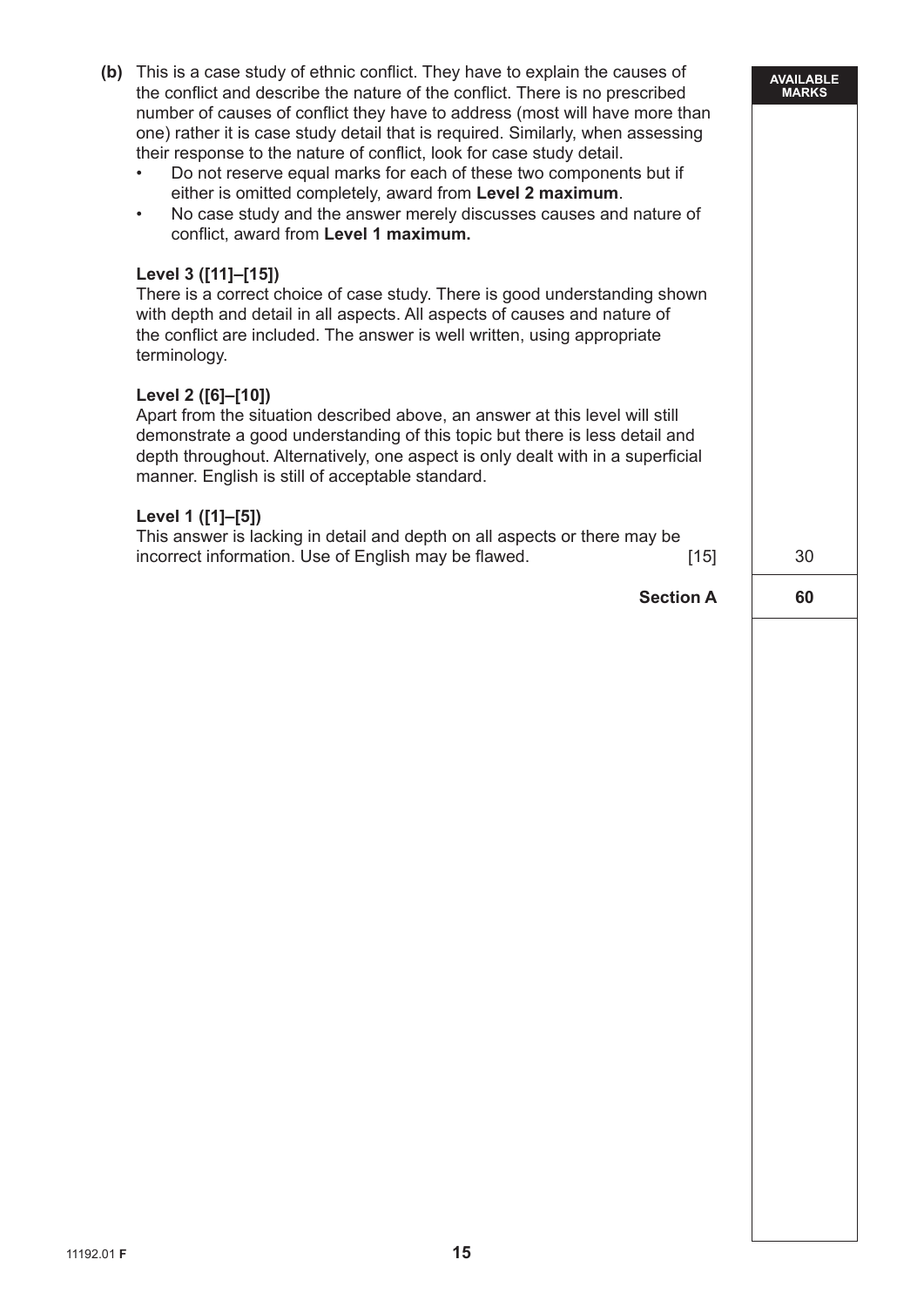**(b)** This is a case study of ethnic conflict. They have to explain the causes of the conflict and describe the nature of the conflict. There is no prescribed number of causes of conflict they have to address (most will have more than one) rather it is case study detail that is required. Similarly, when assessing their response to the nature of conflict, look for case study detail.

- Do not reserve equal marks for each of these two components but if either is omitted completely, award from **Level 2 maximum**.
- No case study and the answer merely discusses causes and nature of conflict, award from **Level 1 maximum.**

**Level 3 ([11]–[15])**
There is a correct choice of case study. There is good understanding shown with depth and detail in all aspects. All aspects of causes and nature of the conflict are included. The answer is well written, using appropriate terminology.

**Level 2 ([6]–[10])**
Apart from the situation described above, an answer at this level will still demonstrate a good understanding of this topic but there is less detail and depth throughout. Alternatively, one aspect is only dealt with in a superficial manner. English is still of acceptable standard.

**Level 1 ([1]–[5])**
This answer is lacking in detail and depth on all aspects or there may be incorrect information. Use of English may be flawed. [15]

| | AVAILABLE MARKS |
|---|---|
| | 30 |
| **Section A** | **60** |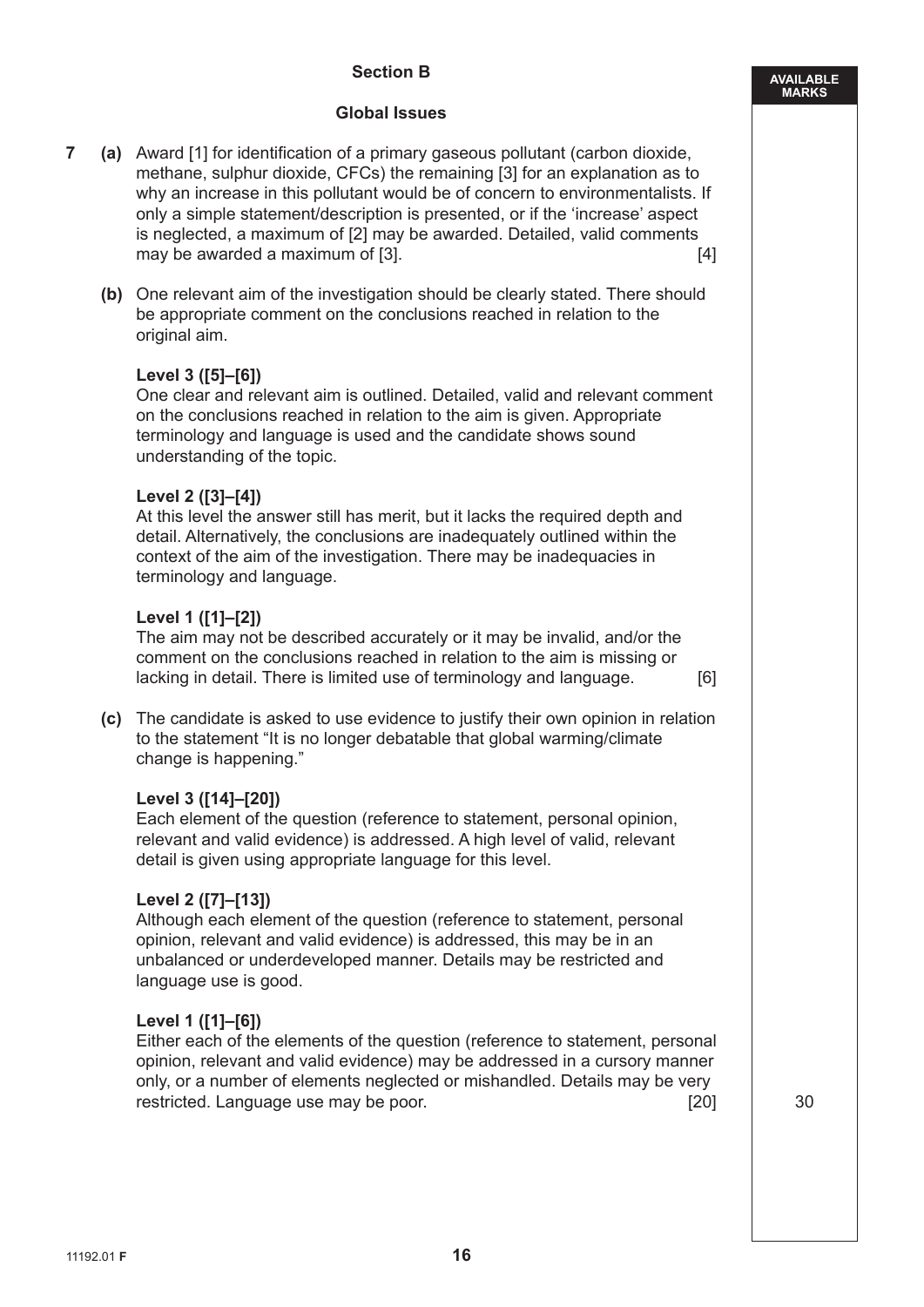## Section B

### Global Issues

**7 (a)** Award [1] for identification of a primary gaseous pollutant (carbon dioxide, methane, sulphur dioxide, CFCs) the remaining [3] for an explanation as to why an increase in this pollutant would be of concern to environmentalists. If only a simple statement/description is presented, or if the 'increase' aspect is neglected, a maximum of [2] may be awarded. Detailed, valid comments may be awarded a maximum of [3]. [4]

**(b)** One relevant aim of the investigation should be clearly stated. There should be appropriate comment on the conclusions reached in relation to the original aim.

**Level 3 ([5]–[6])**
One clear and relevant aim is outlined. Detailed, valid and relevant comment on the conclusions reached in relation to the aim is given. Appropriate terminology and language is used and the candidate shows sound understanding of the topic.

**Level 2 ([3]–[4])**
At this level the answer still has merit, but it lacks the required depth and detail. Alternatively, the conclusions are inadequately outlined within the context of the aim of the investigation. There may be inadequacies in terminology and language.

**Level 1 ([1]–[2])**
The aim may not be described accurately or it may be invalid, and/or the comment on the conclusions reached in relation to the aim is missing or lacking in detail. There is limited use of terminology and language. [6]

**(c)** The candidate is asked to use evidence to justify their own opinion in relation to the statement "It is no longer debatable that global warming/climate change is happening."

**Level 3 ([14]–[20])**
Each element of the question (reference to statement, personal opinion, relevant and valid evidence) is addressed. A high level of valid, relevant detail is given using appropriate language for this level.

**Level 2 ([7]–[13])**
Although each element of the question (reference to statement, personal opinion, relevant and valid evidence) is addressed, this may be in an unbalanced or underdeveloped manner. Details may be restricted and language use is good.

**Level 1 ([1]–[6])**
Either each of the elements of the question (reference to statement, personal opinion, relevant and valid evidence) may be addressed in a cursory manner only, or a number of elements neglected or mishandled. Details may be very restricted. Language use may be poor. [20]

AVAILABLE MARKS: 30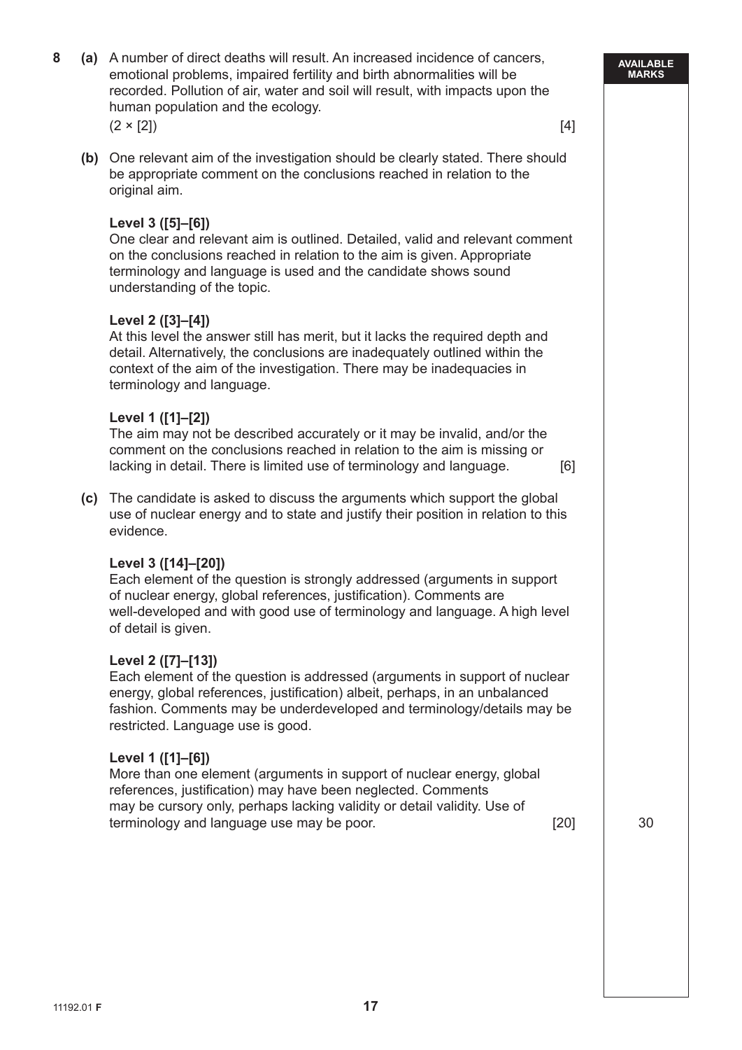**8 (a)** A number of direct deaths will result. An increased incidence of cancers, emotional problems, impaired fertility and birth abnormalities will be recorded. Pollution of air, water and soil will result, with impacts upon the human population and the ecology.

(2 × [2]) [4]

**(b)** One relevant aim of the investigation should be clearly stated. There should be appropriate comment on the conclusions reached in relation to the original aim.

**Level 3 ([5]–[6])**
One clear and relevant aim is outlined. Detailed, valid and relevant comment on the conclusions reached in relation to the aim is given. Appropriate terminology and language is used and the candidate shows sound understanding of the topic.

**Level 2 ([3]–[4])**
At this level the answer still has merit, but it lacks the required depth and detail. Alternatively, the conclusions are inadequately outlined within the context of the aim of the investigation. There may be inadequacies in terminology and language.

**Level 1 ([1]–[2])**
The aim may not be described accurately or it may be invalid, and/or the comment on the conclusions reached in relation to the aim is missing or lacking in detail. There is limited use of terminology and language. [6]

**(c)** The candidate is asked to discuss the arguments which support the global use of nuclear energy and to state and justify their position in relation to this evidence.

**Level 3 ([14]–[20])**
Each element of the question is strongly addressed (arguments in support of nuclear energy, global references, justification). Comments are well-developed and with good use of terminology and language. A high level of detail is given.

**Level 2 ([7]–[13])**
Each element of the question is addressed (arguments in support of nuclear energy, global references, justification) albeit, perhaps, in an unbalanced fashion. Comments may be underdeveloped and terminology/details may be restricted. Language use is good.

**Level 1 ([1]–[6])**
More than one element (arguments in support of nuclear energy, global references, justification) may have been neglected. Comments may be cursory only, perhaps lacking validity or detail validity. Use of terminology and language use may be poor. [20]

AVAILABLE MARKS: 30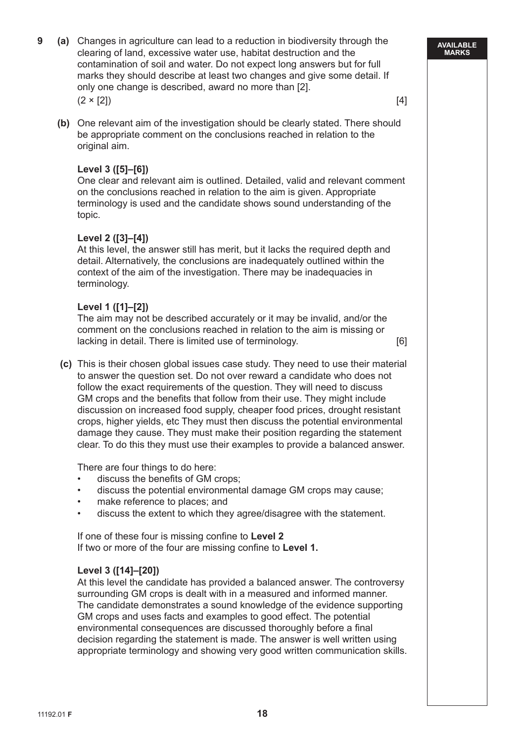**9 (a)** Changes in agriculture can lead to a reduction in biodiversity through the clearing of land, excessive water use, habitat destruction and the contamination of soil and water. Do not expect long answers but for full marks they should describe at least two changes and give some detail. If only one change is described, award no more than [2].
(2 × [2]) [4]

**(b)** One relevant aim of the investigation should be clearly stated. There should be appropriate comment on the conclusions reached in relation to the original aim.

**Level 3 ([5]–[6])**
One clear and relevant aim is outlined. Detailed, valid and relevant comment on the conclusions reached in relation to the aim is given. Appropriate terminology is used and the candidate shows sound understanding of the topic.

**Level 2 ([3]–[4])**
At this level, the answer still has merit, but it lacks the required depth and detail. Alternatively, the conclusions are inadequately outlined within the context of the aim of the investigation. There may be inadequacies in terminology.

**Level 1 ([1]–[2])**
The aim may not be described accurately or it may be invalid, and/or the comment on the conclusions reached in relation to the aim is missing or lacking in detail. There is limited use of terminology. [6]

**(c)** This is their chosen global issues case study. They need to use their material to answer the question set. Do not over reward a candidate who does not follow the exact requirements of the question. They will need to discuss GM crops and the benefits that follow from their use. They might include discussion on increased food supply, cheaper food prices, drought resistant crops, higher yields, etc They must then discuss the potential environmental damage they cause. They must make their position regarding the statement clear. To do this they must use their examples to provide a balanced answer.

There are four things to do here:
- discuss the benefits of GM crops;
- discuss the potential environmental damage GM crops may cause;
- make reference to places; and
- discuss the extent to which they agree/disagree with the statement.

If one of these four is missing confine to **Level 2**
If two or more of the four are missing confine to **Level 1.**

**Level 3 ([14]–[20])**
At this level the candidate has provided a balanced answer. The controversy surrounding GM crops is dealt with in a measured and informed manner. The candidate demonstrates a sound knowledge of the evidence supporting GM crops and uses facts and examples to good effect. The potential environmental consequences are discussed thoroughly before a final decision regarding the statement is made. The answer is well written using appropriate terminology and showing very good written communication skills.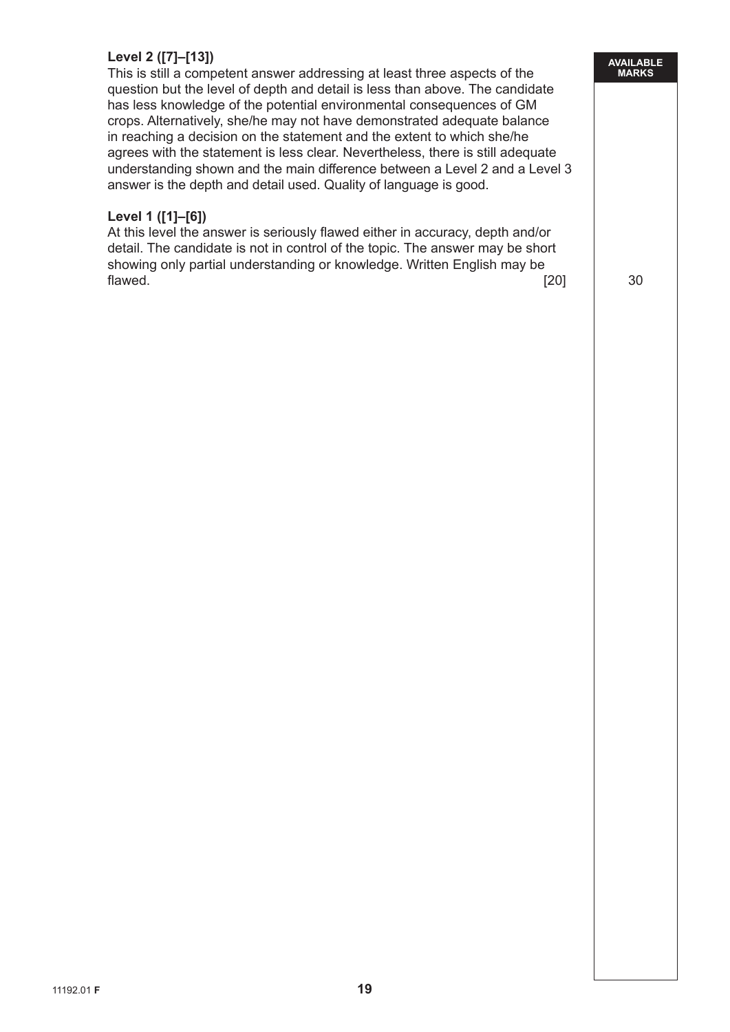**Level 2 ([7]–[13])**
This is still a competent answer addressing at least three aspects of the question but the level of depth and detail is less than above. The candidate has less knowledge of the potential environmental consequences of GM crops. Alternatively, she/he may not have demonstrated adequate balance in reaching a decision on the statement and the extent to which she/he agrees with the statement is less clear. Nevertheless, there is still adequate understanding shown and the main difference between a Level 2 and a Level 3 answer is the depth and detail used. Quality of language is good.

**Level 1 ([1]–[6])**
At this level the answer is seriously flawed either in accuracy, depth and/or detail. The candidate is not in control of the topic. The answer may be short showing only partial understanding or knowledge. Written English may be flawed. [20]

AVAILABLE MARKS: 30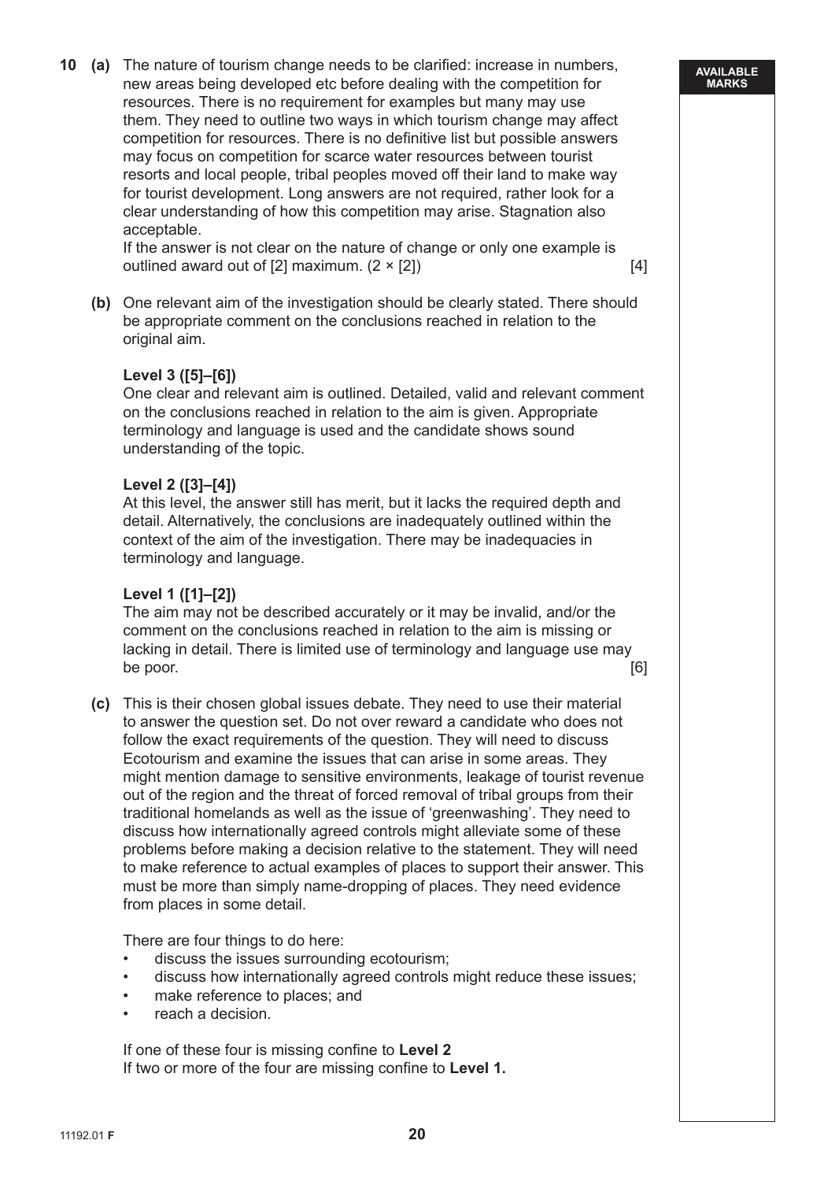**10 (a)** The nature of tourism change needs to be clarified: increase in numbers, new areas being developed etc before dealing with the competition for resources. There is no requirement for examples but many may use them. They need to outline two ways in which tourism change may affect competition for resources. There is no definitive list but possible answers may focus on competition for scarce water resources between tourist resorts and local people, tribal peoples moved off their land to make way for tourist development. Long answers are not required, rather look for a clear understanding of how this competition may arise. Stagnation also acceptable.

If the answer is not clear on the nature of change or only one example is outlined award out of [2] maximum. (2 × [2]) [4]

**(b)** One relevant aim of the investigation should be clearly stated. There should be appropriate comment on the conclusions reached in relation to the original aim.

**Level 3 ([5]–[6])**
One clear and relevant aim is outlined. Detailed, valid and relevant comment on the conclusions reached in relation to the aim is given. Appropriate terminology and language is used and the candidate shows sound understanding of the topic.

**Level 2 ([3]–[4])**
At this level, the answer still has merit, but it lacks the required depth and detail. Alternatively, the conclusions are inadequately outlined within the context of the aim of the investigation. There may be inadequacies in terminology and language.

**Level 1 ([1]–[2])**
The aim may not be described accurately or it may be invalid, and/or the comment on the conclusions reached in relation to the aim is missing or lacking in detail. There is limited use of terminology and language use may be poor. [6]

**(c)** This is their chosen global issues debate. They need to use their material to answer the question set. Do not over reward a candidate who does not follow the exact requirements of the question. They will need to discuss Ecotourism and examine the issues that can arise in some areas. They might mention damage to sensitive environments, leakage of tourist revenue out of the region and the threat of forced removal of tribal groups from their traditional homelands as well as the issue of 'greenwashing'. They need to discuss how internationally agreed controls might alleviate some of these problems before making a decision relative to the statement. They will need to make reference to actual examples of places to support their answer. This must be more than simply name-dropping of places. They need evidence from places in some detail.

There are four things to do here:

- discuss the issues surrounding ecotourism;
- discuss how internationally agreed controls might reduce these issues;
- make reference to places; and
- reach a decision.

If one of these four is missing confine to **Level 2**
If two or more of the four are missing confine to **Level 1.**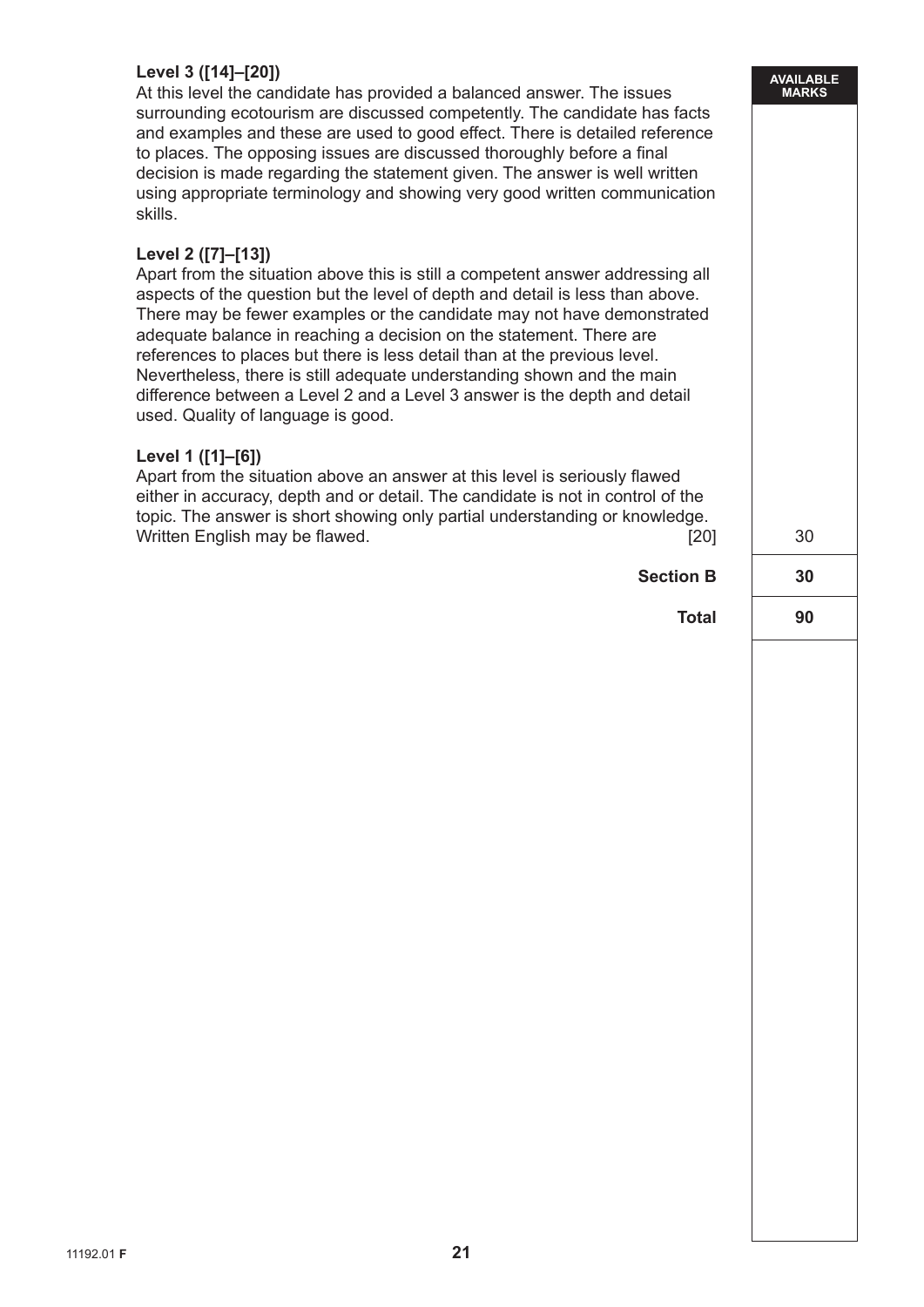**Level 3 ([14]–[20])**
At this level the candidate has provided a balanced answer. The issues surrounding ecotourism are discussed competently. The candidate has facts and examples and these are used to good effect. There is detailed reference to places. The opposing issues are discussed thoroughly before a final decision is made regarding the statement given. The answer is well written using appropriate terminology and showing very good written communication skills.

**Level 2 ([7]–[13])**
Apart from the situation above this is still a competent answer addressing all aspects of the question but the level of depth and detail is less than above. There may be fewer examples or the candidate may not have demonstrated adequate balance in reaching a decision on the statement. There are references to places but there is less detail than at the previous level. Nevertheless, there is still adequate understanding shown and the main difference between a Level 2 and a Level 3 answer is the depth and detail used. Quality of language is good.

**Level 1 ([1]–[6])**
Apart from the situation above an answer at this level is seriously flawed either in accuracy, depth and or detail. The candidate is not in control of the topic. The answer is short showing only partial understanding or knowledge. Written English may be flawed. [20]

| | AVAILABLE MARKS |
|---|---|
| | 30 |
| **Section B** | **30** |
| **Total** | **90** |